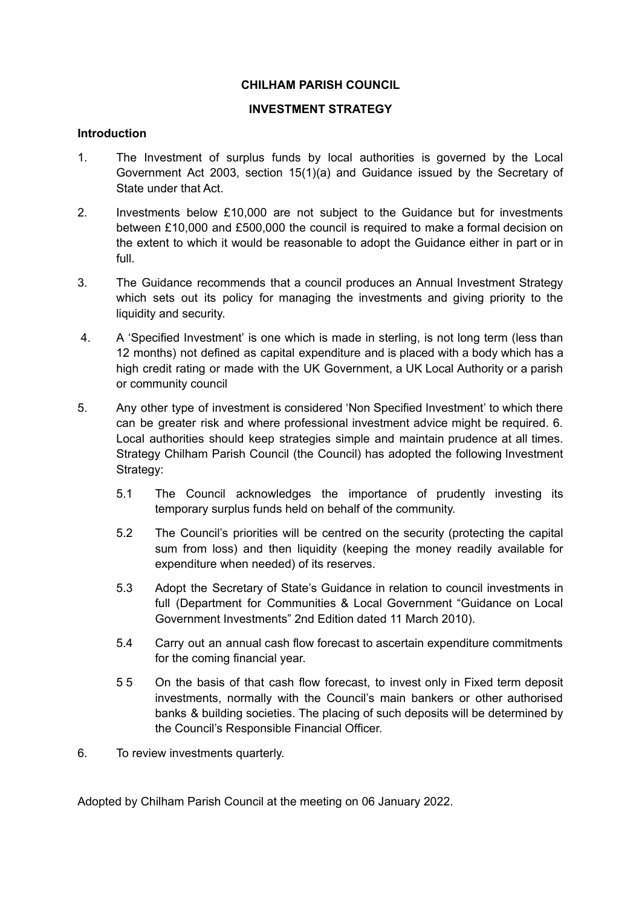**CHILHAM PARISH COUNCIL**

**INVESTMENT STRATEGY**

**Introduction**

1. The Investment of surplus funds by local authorities is governed by the Local Government Act 2003, section 15(1)(a) and Guidance issued by the Secretary of State under that Act.

2. Investments below £10,000 are not subject to the Guidance but for investments between £10,000 and £500,000 the council is required to make a formal decision on the extent to which it would be reasonable to adopt the Guidance either in part or in full.

3. The Guidance recommends that a council produces an Annual Investment Strategy which sets out its policy for managing the investments and giving priority to the liquidity and security.

4. A 'Specified Investment' is one which is made in sterling, is not long term (less than 12 months) not defined as capital expenditure and is placed with a body which has a high credit rating or made with the UK Government, a UK Local Authority or a parish or community council

5. Any other type of investment is considered 'Non Specified Investment' to which there can be greater risk and where professional investment advice might be required. 6. Local authorities should keep strategies simple and maintain prudence at all times. Strategy Chilham Parish Council (the Council) has adopted the following Investment Strategy:

   5.1 The Council acknowledges the importance of prudently investing its temporary surplus funds held on behalf of the community.

   5.2 The Council's priorities will be centred on the security (protecting the capital sum from loss) and then liquidity (keeping the money readily available for expenditure when needed) of its reserves.

   5.3 Adopt the Secretary of State's Guidance in relation to council investments in full (Department for Communities & Local Government "Guidance on Local Government Investments" 2nd Edition dated 11 March 2010).

   5.4 Carry out an annual cash flow forecast to ascertain expenditure commitments for the coming financial year.

   5 5 On the basis of that cash flow forecast, to invest only in Fixed term deposit investments, normally with the Council's main bankers or other authorised banks & building societies. The placing of such deposits will be determined by the Council's Responsible Financial Officer.

6. To review investments quarterly.

Adopted by Chilham Parish Council at the meeting on 06 January 2022.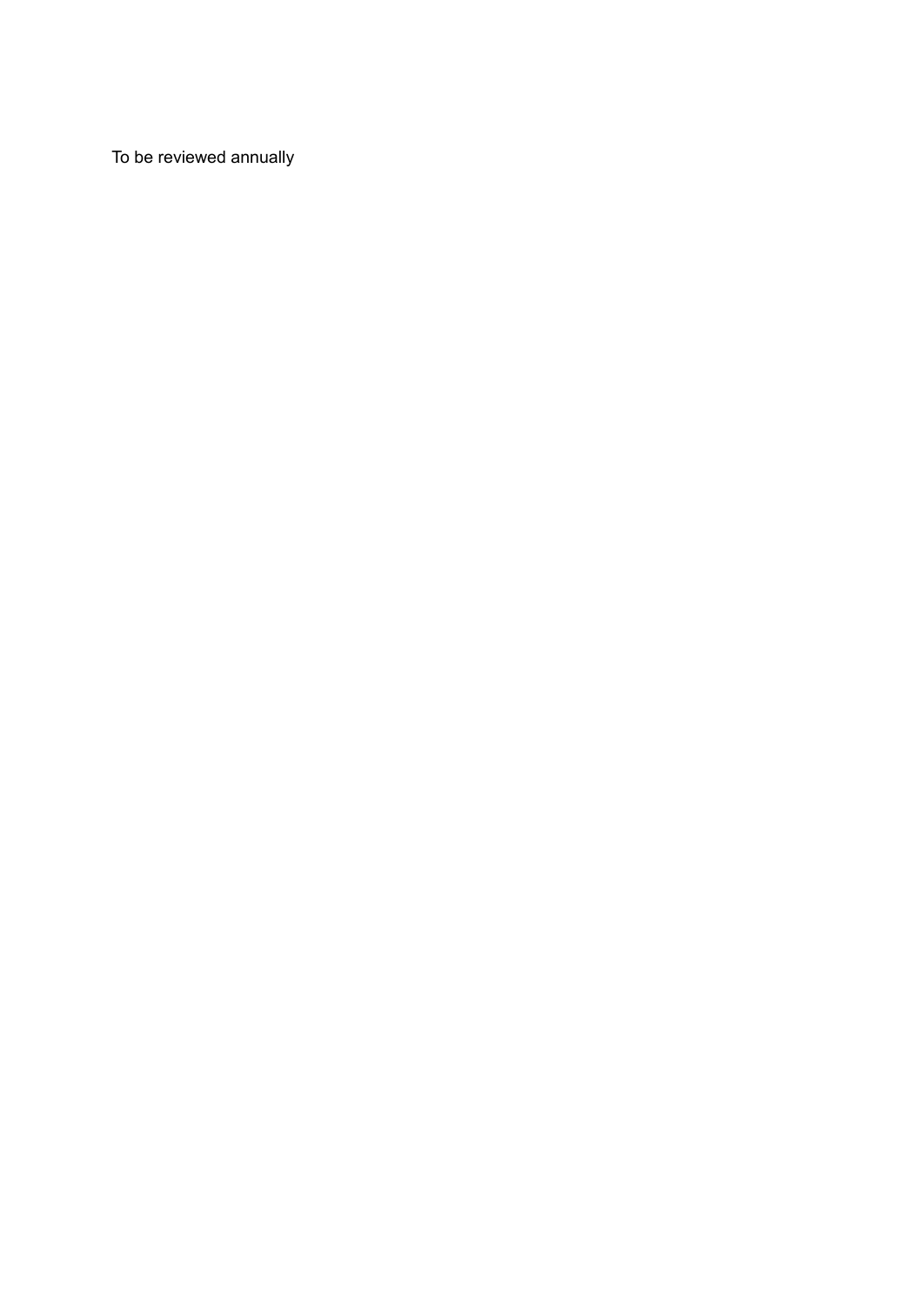To be reviewed annually